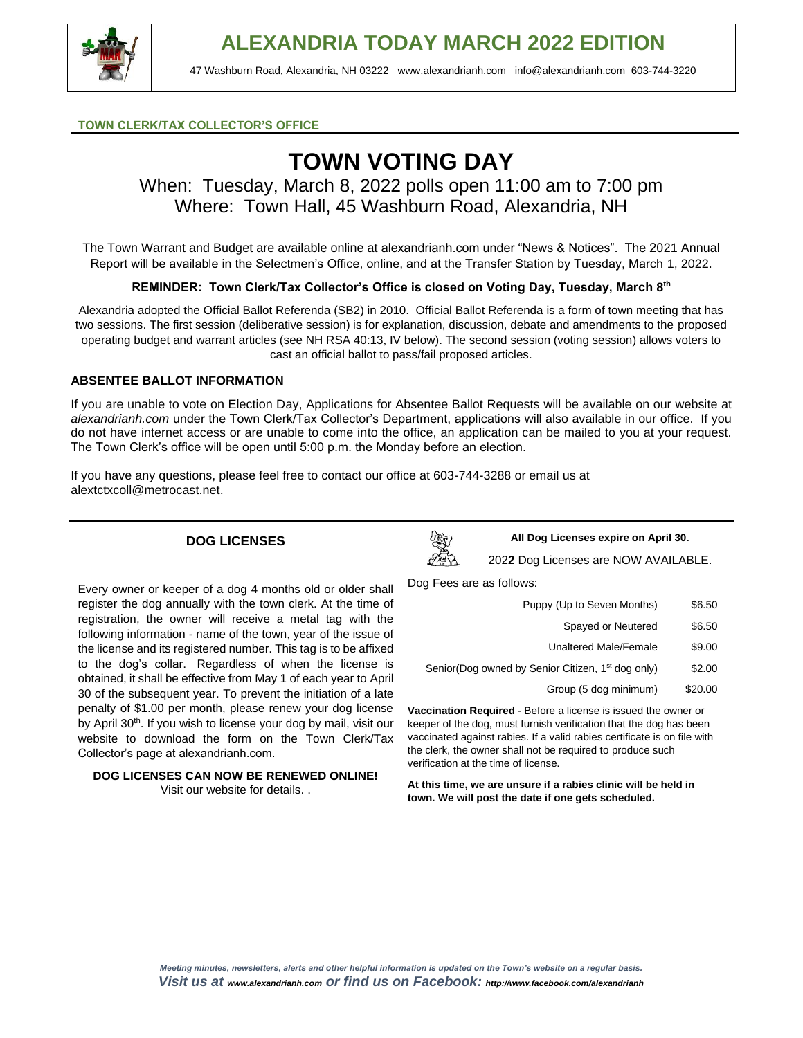# ALEXANDRIA TODAY MARCH 2022 EDITION

47 Washburn Road, Alexandria, NH 03222 www.alexandrianh.com info@alexandrianh.com 603-744-3220

**TOWN CLERK/TAX COLLECTOR'S OFFICE**

# TOWN VOTING DAY

When: Tuesday, March 8, 2022 polls open 11:00 am to 7:00 pm
Where: Town Hall, 45 Washburn Road, Alexandria, NH

The Town Warrant and Budget are available online at alexandrianh.com under "News & Notices". The 2021 Annual Report will be available in the Selectmen's Office, online, and at the Transfer Station by Tuesday, March 1, 2022.

**REMINDER: Town Clerk/Tax Collector's Office is closed on Voting Day, Tuesday, March 8th**

Alexandria adopted the Official Ballot Referenda (SB2) in 2010. Official Ballot Referenda is a form of town meeting that has two sessions. The first session (deliberative session) is for explanation, discussion, debate and amendments to the proposed operating budget and warrant articles (see NH RSA 40:13, IV below). The second session (voting session) allows voters to cast an official ballot to pass/fail proposed articles.

## ABSENTEE BALLOT INFORMATION

If you are unable to vote on Election Day, Applications for Absentee Ballot Requests will be available on our website at *alexandrianh.com* under the Town Clerk/Tax Collector's Department, applications will also available in our office. If you do not have internet access or are unable to come into the office, an application can be mailed to you at your request. The Town Clerk's office will be open until 5:00 p.m. the Monday before an election.

If you have any questions, please feel free to contact our office at 603-744-3288 or email us at alextctxcoll@metrocast.net.

## DOG LICENSES

Every owner or keeper of a dog 4 months old or older shall register the dog annually with the town clerk. At the time of registration, the owner will receive a metal tag with the following information - name of the town, year of the issue of the license and its registered number. This tag is to be affixed to the dog's collar. Regardless of when the license is obtained, it shall be effective from May 1 of each year to April 30 of the subsequent year. To prevent the initiation of a late penalty of $1.00 per month, please renew your dog license by April 30th. If you wish to license your dog by mail, visit our website to download the form on the Town Clerk/Tax Collector's page at alexandrianh.com.

**DOG LICENSES CAN NOW BE RENEWED ONLINE!**
Visit our website for details. .

**All Dog Licenses expire on April 30**.

202**2** Dog Licenses are NOW AVAILABLE.

Dog Fees are as follows:

| | |
|---|---|
| Puppy (Up to Seven Months) | $6.50 |
| Spayed or Neutered | $6.50 |
| Unaltered Male/Female | $9.00 |
| Senior(Dog owned by Senior Citizen, 1st dog only) | $2.00 |
| Group (5 dog minimum) | $20.00 |

**Vaccination Required** - Before a license is issued the owner or keeper of the dog, must furnish verification that the dog has been vaccinated against rabies. If a valid rabies certificate is on file with the clerk, the owner shall not be required to produce such verification at the time of license.

**At this time, we are unsure if a rabies clinic will be held in town. We will post the date if one gets scheduled.**

*Meeting minutes, newsletters, alerts and other helpful information is updated on the Town's website on a regular basis.*
***Visit us at www.alexandrianh.com or find us on Facebook: http://www.facebook.com/alexandrianh***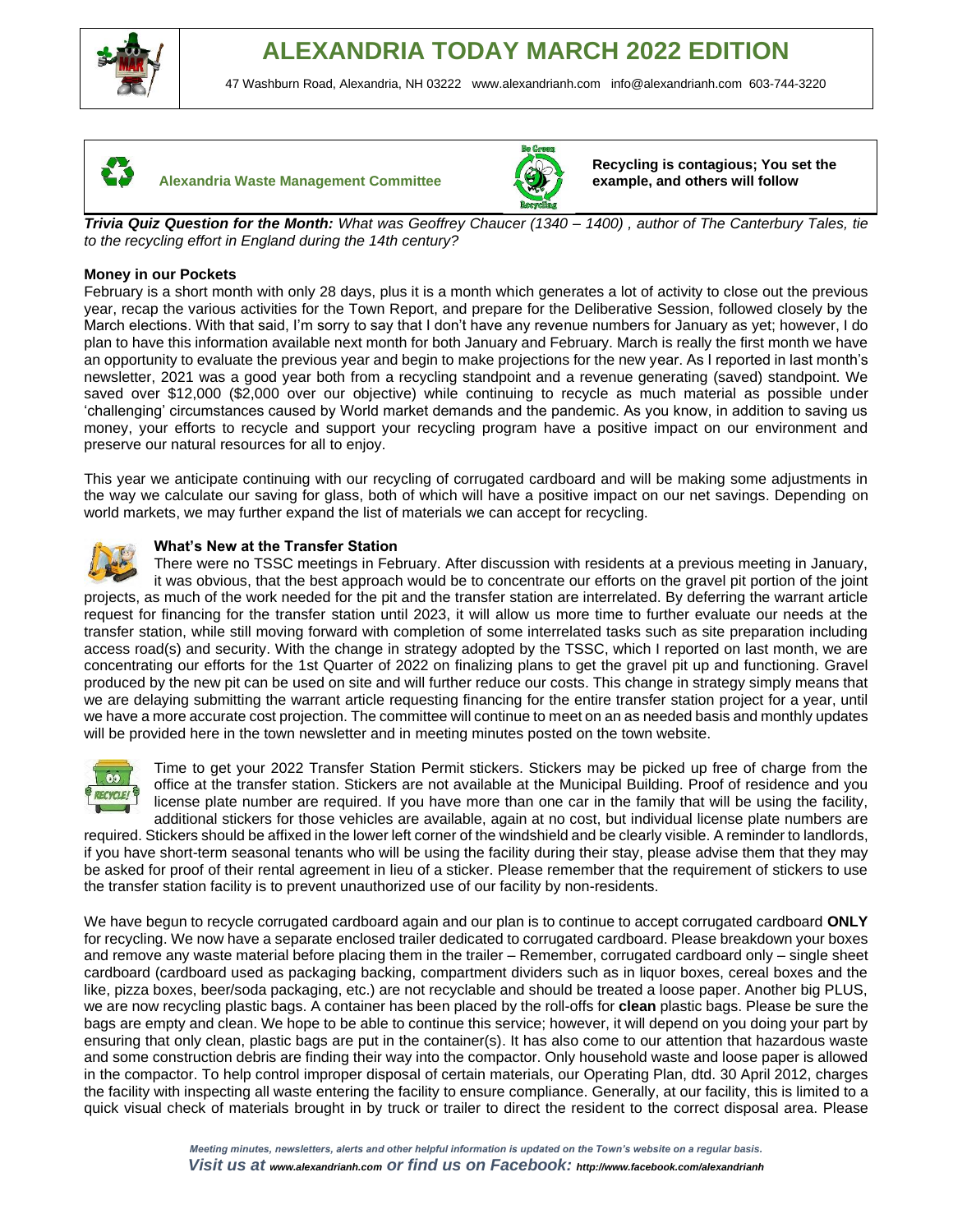# ALEXANDRIA TODAY MARCH 2022 EDITION

47 Washburn Road, Alexandria, NH 03222 www.alexandrianh.com info@alexandrianh.com 603-744-3220

**Alexandria Waste Management Committee**

**Recycling is contagious; You set the example, and others will follow**

***Trivia Quiz Question for the Month:*** *What was Geoffrey Chaucer (1340 – 1400) , author of The Canterbury Tales, tie to the recycling effort in England during the 14th century?*

**Money in our Pockets**

February is a short month with only 28 days, plus it is a month which generates a lot of activity to close out the previous year, recap the various activities for the Town Report, and prepare for the Deliberative Session, followed closely by the March elections. With that said, I'm sorry to say that I don't have any revenue numbers for January as yet; however, I do plan to have this information available next month for both January and February. March is really the first month we have an opportunity to evaluate the previous year and begin to make projections for the new year. As I reported in last month's newsletter, 2021 was a good year both from a recycling standpoint and a revenue generating (saved) standpoint. We saved over $12,000 ($2,000 over our objective) while continuing to recycle as much material as possible under 'challenging' circumstances caused by World market demands and the pandemic. As you know, in addition to saving us money, your efforts to recycle and support your recycling program have a positive impact on our environment and preserve our natural resources for all to enjoy.

This year we anticipate continuing with our recycling of corrugated cardboard and will be making some adjustments in the way we calculate our saving for glass, both of which will have a positive impact on our net savings. Depending on world markets, we may further expand the list of materials we can accept for recycling.

**What's New at the Transfer Station**

There were no TSSC meetings in February. After discussion with residents at a previous meeting in January, it was obvious, that the best approach would be to concentrate our efforts on the gravel pit portion of the joint projects, as much of the work needed for the pit and the transfer station are interrelated. By deferring the warrant article request for financing for the transfer station until 2023, it will allow us more time to further evaluate our needs at the transfer station, while still moving forward with completion of some interrelated tasks such as site preparation including access road(s) and security. With the change in strategy adopted by the TSSC, which I reported on last month, we are concentrating our efforts for the 1st Quarter of 2022 on finalizing plans to get the gravel pit up and functioning. Gravel produced by the new pit can be used on site and will further reduce our costs. This change in strategy simply means that we are delaying submitting the warrant article requesting financing for the entire transfer station project for a year, until we have a more accurate cost projection. The committee will continue to meet on an as needed basis and monthly updates will be provided here in the town newsletter and in meeting minutes posted on the town website.

Time to get your 2022 Transfer Station Permit stickers. Stickers may be picked up free of charge from the office at the transfer station. Stickers are not available at the Municipal Building. Proof of residence and you license plate number are required. If you have more than one car in the family that will be using the facility, additional stickers for those vehicles are available, again at no cost, but individual license plate numbers are required. Stickers should be affixed in the lower left corner of the windshield and be clearly visible. A reminder to landlords, if you have short-term seasonal tenants who will be using the facility during their stay, please advise them that they may be asked for proof of their rental agreement in lieu of a sticker. Please remember that the requirement of stickers to use the transfer station facility is to prevent unauthorized use of our facility by non-residents.

We have begun to recycle corrugated cardboard again and our plan is to continue to accept corrugated cardboard **ONLY** for recycling. We now have a separate enclosed trailer dedicated to corrugated cardboard. Please breakdown your boxes and remove any waste material before placing them in the trailer – Remember, corrugated cardboard only – single sheet cardboard (cardboard used as packaging backing, compartment dividers such as in liquor boxes, cereal boxes and the like, pizza boxes, beer/soda packaging, etc.) are not recyclable and should be treated a loose paper. Another big PLUS, we are now recycling plastic bags. A container has been placed by the roll-offs for **clean** plastic bags. Please be sure the bags are empty and clean. We hope to be able to continue this service; however, it will depend on you doing your part by ensuring that only clean, plastic bags are put in the container(s). It has also come to our attention that hazardous waste and some construction debris are finding their way into the compactor. Only household waste and loose paper is allowed in the compactor. To help control improper disposal of certain materials, our Operating Plan, dtd. 30 April 2012, charges the facility with inspecting all waste entering the facility to ensure compliance. Generally, at our facility, this is limited to a quick visual check of materials brought in by truck or trailer to direct the resident to the correct disposal area. Please

*Meeting minutes, newsletters, alerts and other helpful information is updated on the Town's website on a regular basis.*
***Visit us at www.alexandrianh.com or find us on Facebook: http://www.facebook.com/alexandrianh***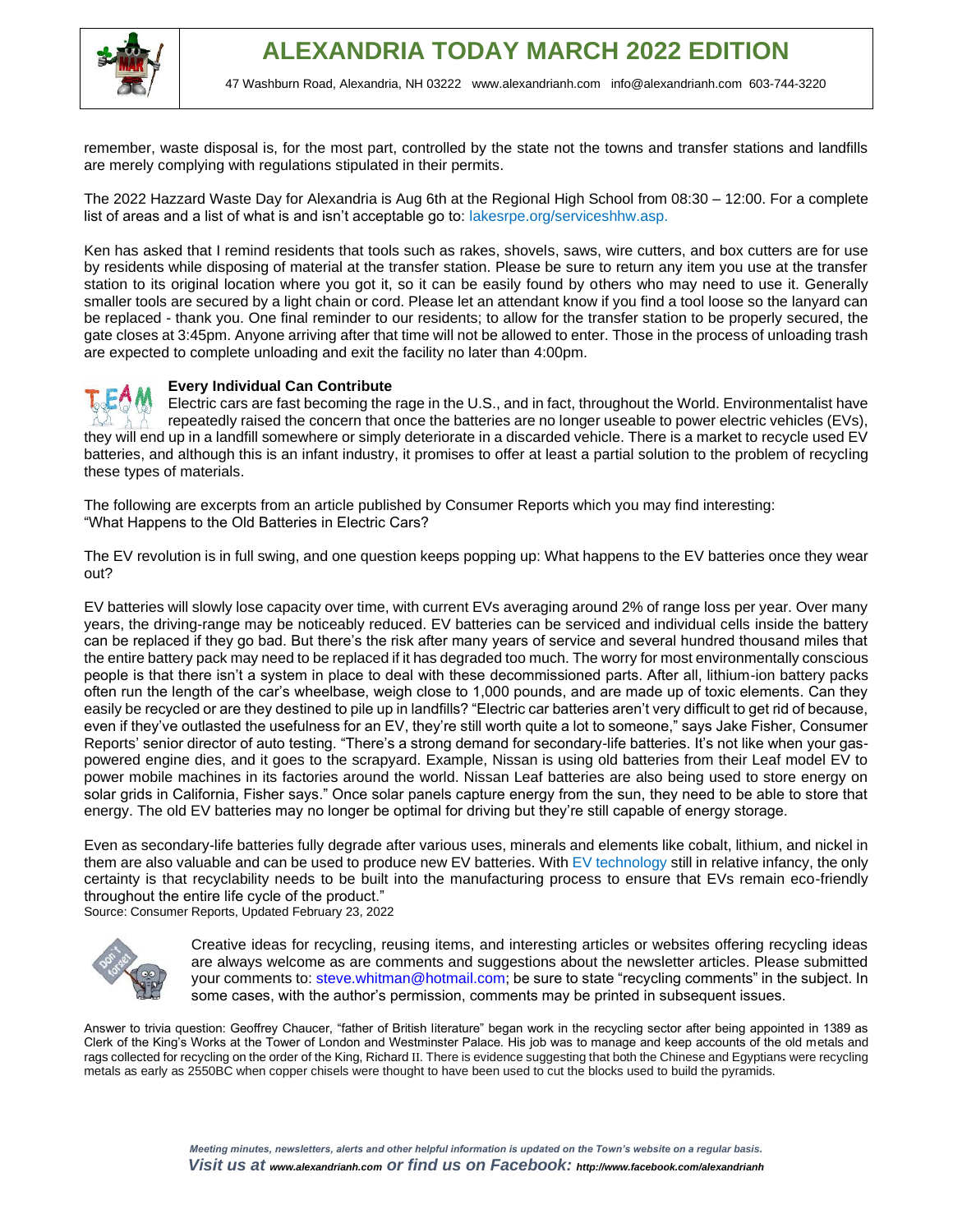remember, waste disposal is, for the most part, controlled by the state not the towns and transfer stations and landfills are merely complying with regulations stipulated in their permits.

The 2022 Hazzard Waste Day for Alexandria is Aug 6th at the Regional High School from 08:30 – 12:00. For a complete list of areas and a list of what is and isn't acceptable go to: lakesrpe.org/serviceshhw.asp.

Ken has asked that I remind residents that tools such as rakes, shovels, saws, wire cutters, and box cutters are for use by residents while disposing of material at the transfer station. Please be sure to return any item you use at the transfer station to its original location where you got it, so it can be easily found by others who may need to use it. Generally smaller tools are secured by a light chain or cord. Please let an attendant know if you find a tool loose so the lanyard can be replaced - thank you. One final reminder to our residents; to allow for the transfer station to be properly secured, the gate closes at 3:45pm. Anyone arriving after that time will not be allowed to enter. Those in the process of unloading trash are expected to complete unloading and exit the facility no later than 4:00pm.

**Every Individual Can Contribute**

Electric cars are fast becoming the rage in the U.S., and in fact, throughout the World. Environmentalist have repeatedly raised the concern that once the batteries are no longer useable to power electric vehicles (EVs), they will end up in a landfill somewhere or simply deteriorate in a discarded vehicle. There is a market to recycle used EV batteries, and although this is an infant industry, it promises to offer at least a partial solution to the problem of recycling these types of materials.

The following are excerpts from an article published by Consumer Reports which you may find interesting:
"What Happens to the Old Batteries in Electric Cars?

The EV revolution is in full swing, and one question keeps popping up: What happens to the EV batteries once they wear out?

EV batteries will slowly lose capacity over time, with current EVs averaging around 2% of range loss per year. Over many years, the driving-range may be noticeably reduced. EV batteries can be serviced and individual cells inside the battery can be replaced if they go bad. But there's the risk after many years of service and several hundred thousand miles that the entire battery pack may need to be replaced if it has degraded too much. The worry for most environmentally conscious people is that there isn't a system in place to deal with these decommissioned parts. After all, lithium-ion battery packs often run the length of the car's wheelbase, weigh close to 1,000 pounds, and are made up of toxic elements. Can they easily be recycled or are they destined to pile up in landfills? "Electric car batteries aren't very difficult to get rid of because, even if they've outlasted the usefulness for an EV, they're still worth quite a lot to someone," says Jake Fisher, Consumer Reports' senior director of auto testing. "There's a strong demand for secondary-life batteries. It's not like when your gas-powered engine dies, and it goes to the scrapyard. Example, Nissan is using old batteries from their Leaf model EV to power mobile machines in its factories around the world. Nissan Leaf batteries are also being used to store energy on solar grids in California, Fisher says." Once solar panels capture energy from the sun, they need to be able to store that energy. The old EV batteries may no longer be optimal for driving but they're still capable of energy storage.

Even as secondary-life batteries fully degrade after various uses, minerals and elements like cobalt, lithium, and nickel in them are also valuable and can be used to produce new EV batteries. With EV technology still in relative infancy, the only certainty is that recyclability needs to be built into the manufacturing process to ensure that EVs remain eco-friendly throughout the entire life cycle of the product."
Source: Consumer Reports, Updated February 23, 2022

Creative ideas for recycling, reusing items, and interesting articles or websites offering recycling ideas are always welcome as are comments and suggestions about the newsletter articles. Please submitted your comments to: steve.whitman@hotmail.com; be sure to state "recycling comments" in the subject. In some cases, with the author's permission, comments may be printed in subsequent issues.

Answer to trivia question: Geoffrey Chaucer, "father of British literature" began work in the recycling sector after being appointed in 1389 as Clerk of the King's Works at the Tower of London and Westminster Palace. His job was to manage and keep accounts of the old metals and rags collected for recycling on the order of the King, Richard II. There is evidence suggesting that both the Chinese and Egyptians were recycling metals as early as 2550BC when copper chisels were thought to have been used to cut the blocks used to build the pyramids.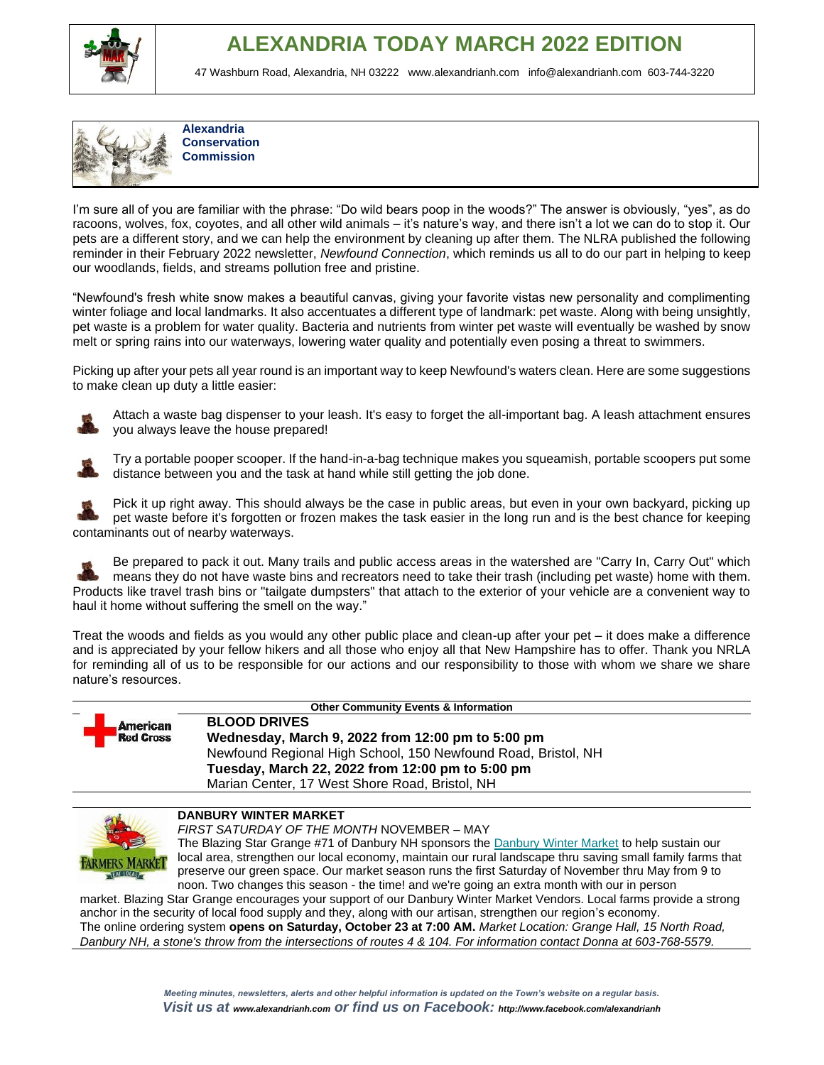# ALEXANDRIA TODAY MARCH 2022 EDITION

47 Washburn Road, Alexandria, NH 03222 www.alexandrianh.com info@alexandrianh.com 603-744-3220

## Alexandria Conservation Commission

I'm sure all of you are familiar with the phrase: "Do wild bears poop in the woods?" The answer is obviously, "yes", as do racoons, wolves, fox, coyotes, and all other wild animals – it's nature's way, and there isn't a lot we can do to stop it. Our pets are a different story, and we can help the environment by cleaning up after them. The NLRA published the following reminder in their February 2022 newsletter, *Newfound Connection*, which reminds us all to do our part in helping to keep our woodlands, fields, and streams pollution free and pristine.

"Newfound's fresh white snow makes a beautiful canvas, giving your favorite vistas new personality and complimenting winter foliage and local landmarks. It also accentuates a different type of landmark: pet waste. Along with being unsightly, pet waste is a problem for water quality. Bacteria and nutrients from winter pet waste will eventually be washed by snow melt or spring rains into our waterways, lowering water quality and potentially even posing a threat to swimmers.

Picking up after your pets all year round is an important way to keep Newfound's waters clean. Here are some suggestions to make clean up duty a little easier:

- Attach a waste bag dispenser to your leash. It's easy to forget the all-important bag. A leash attachment ensures you always leave the house prepared!
- Try a portable pooper scooper. If the hand-in-a-bag technique makes you squeamish, portable scoopers put some distance between you and the task at hand while still getting the job done.
- Pick it up right away. This should always be the case in public areas, but even in your own backyard, picking up pet waste before it's forgotten or frozen makes the task easier in the long run and is the best chance for keeping contaminants out of nearby waterways.
- Be prepared to pack it out. Many trails and public access areas in the watershed are "Carry In, Carry Out" which means they do not have waste bins and recreators need to take their trash (including pet waste) home with them. Products like travel trash bins or "tailgate dumpsters" that attach to the exterior of your vehicle are a convenient way to haul it home without suffering the smell on the way."

Treat the woods and fields as you would any other public place and clean-up after your pet – it does make a difference and is appreciated by your fellow hikers and all those who enjoy all that New Hampshire has to offer. Thank you NRLA for reminding all of us to be responsible for our actions and our responsibility to those with whom we share we share nature's resources.

## Other Community Events & Information

**BLOOD DRIVES**

**Wednesday, March 9, 2022 from 12:00 pm to 5:00 pm**
Newfound Regional High School, 150 Newfound Road, Bristol, NH

**Tuesday, March 22, 2022 from 12:00 pm to 5:00 pm**
Marian Center, 17 West Shore Road, Bristol, NH

**DANBURY WINTER MARKET**

*FIRST SATURDAY OF THE MONTH* NOVEMBER – MAY

The Blazing Star Grange #71 of Danbury NH sponsors the Danbury Winter Market to help sustain our local area, strengthen our local economy, maintain our rural landscape thru saving small family farms that preserve our green space. Our market season runs the first Saturday of November thru May from 9 to noon. Two changes this season - the time! and we're going an extra month with our in person market. Blazing Star Grange encourages your support of our Danbury Winter Market Vendors. Local farms provide a strong anchor in the security of local food supply and they, along with our artisan, strengthen our region's economy.

The online ordering system **opens on Saturday, October 23 at 7:00 AM.** *Market Location: Grange Hall, 15 North Road, Danbury NH, a stone's throw from the intersections of routes 4 & 104. For information contact Donna at 603-768-5579.*

*Meeting minutes, newsletters, alerts and other helpful information is updated on the Town's website on a regular basis.*
***Visit us at www.alexandrianh.com or find us on Facebook: http://www.facebook.com/alexandrianh***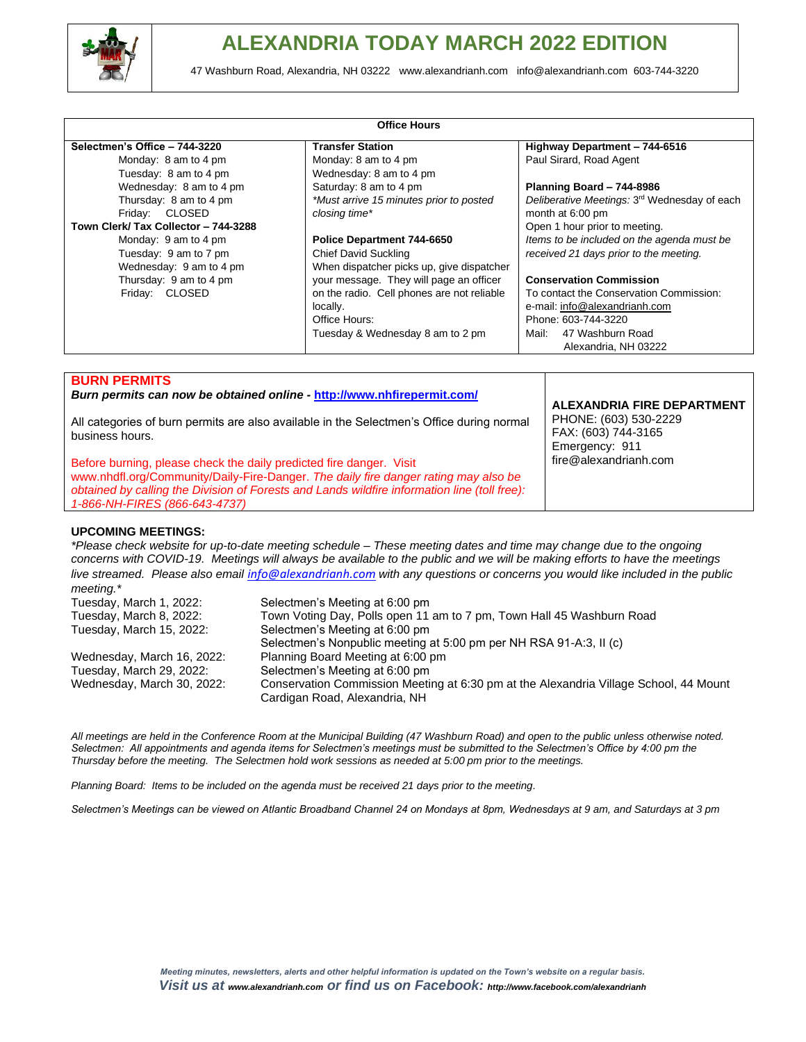# ALEXANDRIA TODAY MARCH 2022 EDITION

47 Washburn Road, Alexandria, NH 03222 www.alexandrianh.com info@alexandrianh.com 603-744-3220

**Office Hours**

| | | |
|---|---|---|
| **Selectmen's Office – 744-3220**<br>Monday: 8 am to 4 pm<br>Tuesday: 8 am to 4 pm<br>Wednesday: 8 am to 4 pm<br>Thursday: 8 am to 4 pm<br>Friday: CLOSED<br>**Town Clerk/ Tax Collector – 744-3288**<br>Monday: 9 am to 4 pm<br>Tuesday: 9 am to 7 pm<br>Wednesday: 9 am to 4 pm<br>Thursday: 9 am to 4 pm<br>Friday: CLOSED | **Transfer Station**<br>Monday: 8 am to 4 pm<br>Wednesday: 8 am to 4 pm<br>Saturday: 8 am to 4 pm<br>*\*Must arrive 15 minutes prior to posted closing time\**<br><br>**Police Department 744-6650**<br>Chief David Suckling<br>When dispatcher picks up, give dispatcher your message. They will page an officer on the radio. Cell phones are not reliable locally.<br>Office Hours:<br>Tuesday & Wednesday 8 am to 2 pm | **Highway Department – 744-6516**<br>Paul Sirard, Road Agent<br><br>**Planning Board – 744-8986**<br>*Deliberative Meetings: 3rd Wednesday of each* month at 6:00 pm<br>Open 1 hour prior to meeting.<br>*Items to be included on the agenda must be received 21 days prior to the meeting.*<br><br>**Conservation Commission**<br>To contact the Conservation Commission:<br>e-mail: info@alexandrianh.com<br>Phone: 603-744-3220<br>Mail: 47 Washburn Road<br>Alexandria, NH 03222 |

## BURN PERMITS

***Burn permits can now be obtained online - http://www.nhfirepermit.com/***

All categories of burn permits are also available in the Selectmen's Office during normal business hours.

Before burning, please check the daily predicted fire danger. Visit www.nhdfl.org/Community/Daily-Fire-Danger. *The daily fire danger rating may also be obtained by calling the Division of Forests and Lands wildfire information line (toll free): 1-866-NH-FIRES (866-643-4737)*

**ALEXANDRIA FIRE DEPARTMENT**
PHONE: (603) 530-2229
FAX: (603) 744-3165
Emergency: 911
fire@alexandrianh.com

**UPCOMING MEETINGS:**

*\*Please check website for up-to-date meeting schedule – These meeting dates and time may change due to the ongoing concerns with COVID-19. Meetings will always be available to the public and we will be making efforts to have the meetings live streamed. Please also email info@alexandrianh.com with any questions or concerns you would like included in the public meeting.\**

| | |
|---|---|
| Tuesday, March 1, 2022: | Selectmen's Meeting at 6:00 pm |
| Tuesday, March 8, 2022: | Town Voting Day, Polls open 11 am to 7 pm, Town Hall 45 Washburn Road |
| Tuesday, March 15, 2022: | Selectmen's Meeting at 6:00 pm<br>Selectmen's Nonpublic meeting at 5:00 pm per NH RSA 91-A:3, II (c) |
| Wednesday, March 16, 2022: | Planning Board Meeting at 6:00 pm |
| Tuesday, March 29, 2022: | Selectmen's Meeting at 6:00 pm |
| Wednesday, March 30, 2022: | Conservation Commission Meeting at 6:30 pm at the Alexandria Village School, 44 Mount Cardigan Road, Alexandria, NH |

*All meetings are held in the Conference Room at the Municipal Building (47 Washburn Road) and open to the public unless otherwise noted. Selectmen: All appointments and agenda items for Selectmen's meetings must be submitted to the Selectmen's Office by 4:00 pm the Thursday before the meeting. The Selectmen hold work sessions as needed at 5:00 pm prior to the meetings.*

*Planning Board: Items to be included on the agenda must be received 21 days prior to the meeting.*

*Selectmen's Meetings can be viewed on Atlantic Broadband Channel 24 on Mondays at 8pm, Wednesdays at 9 am, and Saturdays at 3 pm*

***Meeting minutes, newsletters, alerts and other helpful information is updated on the Town's website on a regular basis.***
***Visit us at www.alexandrianh.com or find us on Facebook: http://www.facebook.com/alexandrianh***